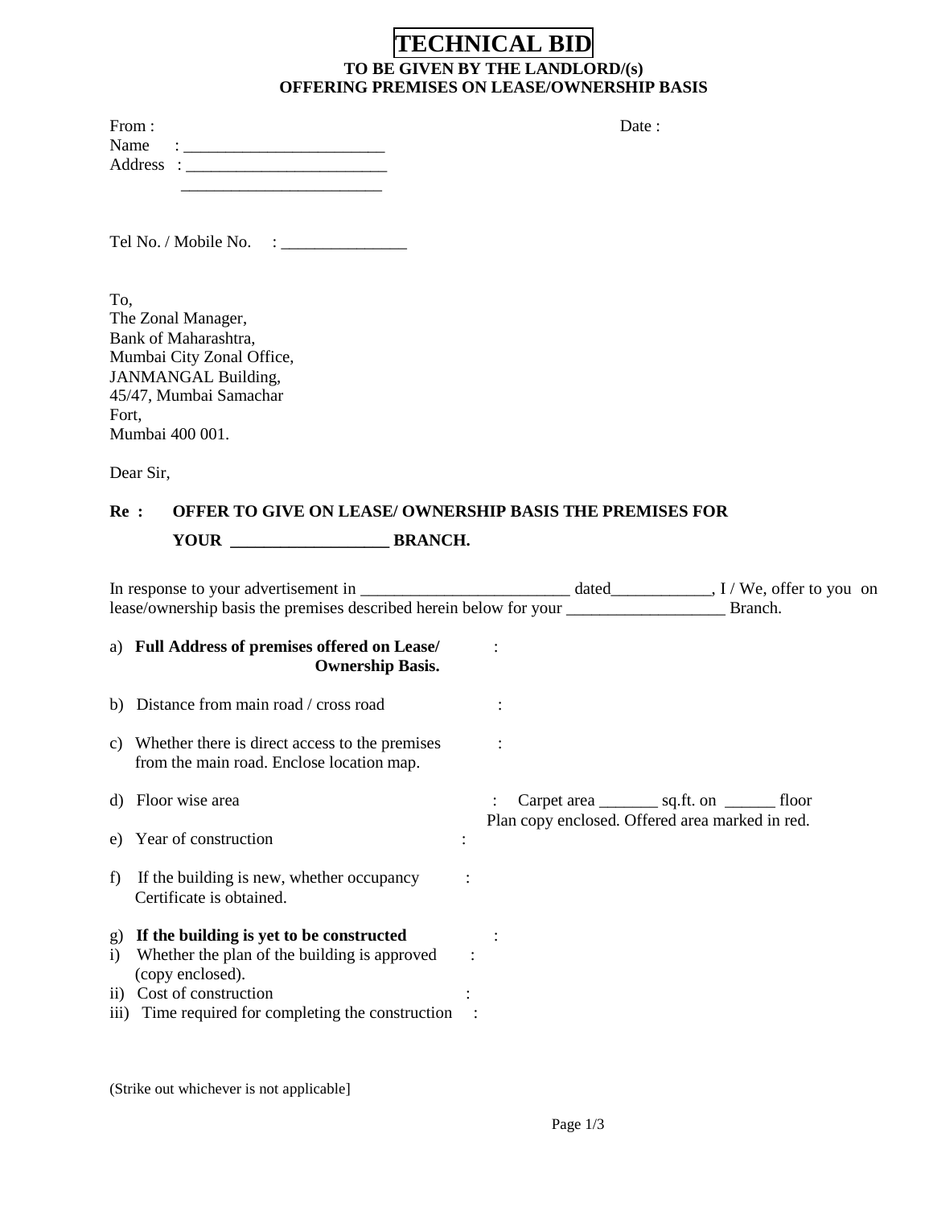# TECHNICAL BID

**TO BE GIVEN BY THE LANDLORD/(s)**
**OFFERING PREMISES ON LEASE/OWNERSHIP BASIS**

From : Date :
Name : ________________________
Address : ________________________
________________________

Tel No. / Mobile No. : _______________

To,
The Zonal Manager,
Bank of Maharashtra,
Mumbai City Zonal Office,
JANMANGAL Building,
45/47, Mumbai Samachar
Fort,
Mumbai 400 001.

Dear Sir,

**Re : OFFER TO GIVE ON LEASE/ OWNERSHIP BASIS THE PREMISES FOR YOUR ___________________ BRANCH.**

In response to your advertisement in _________________________ dated____________, I / We, offer to you on lease/ownership basis the premises described herein below for your ___________________ Branch.

a) **Full Address of premises offered on Lease/ Ownership Basis.** :

b) Distance from main road / cross road :

c) Whether there is direct access to the premises from the main road. Enclose location map. :

d) Floor wise area : Carpet area _______ sq.ft. on ______ floor
Plan copy enclosed. Offered area marked in red.

e) Year of construction :

f) If the building is new, whether occupancy Certificate is obtained. :

g) **If the building is yet to be constructed** :

i) Whether the plan of the building is approved (copy enclosed). :

ii) Cost of construction :

iii) Time required for completing the construction :

(Strike out whichever is not applicable]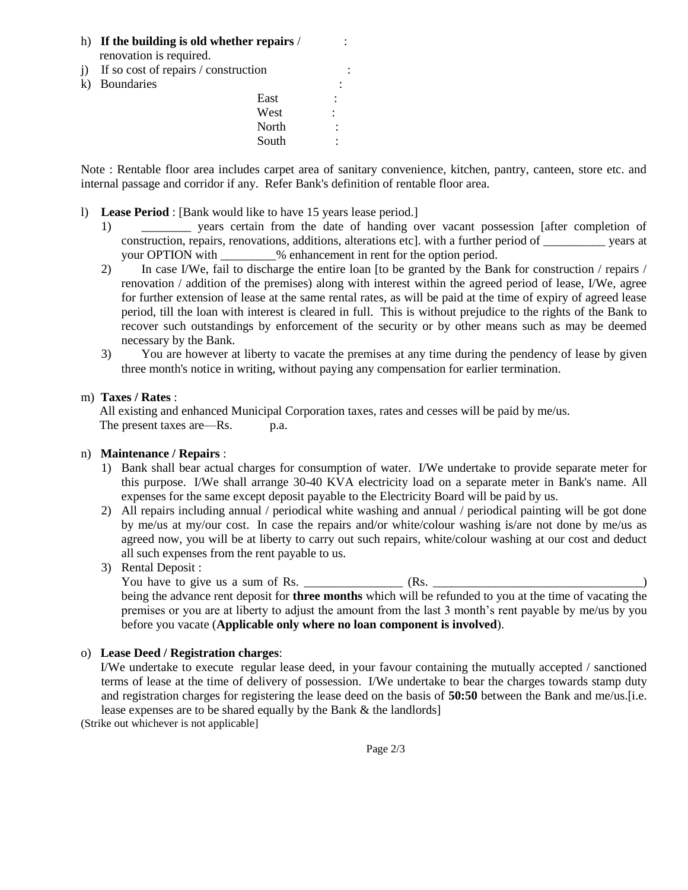h) **If the building is old whether repairs** / renovation is required. :

j) If so cost of repairs / construction :

k) Boundaries :

East :

West :

North :

South :

Note : Rentable floor area includes carpet area of sanitary convenience, kitchen, pantry, canteen, store etc. and internal passage and corridor if any. Refer Bank's definition of rentable floor area.

l) **Lease Period** : [Bank would like to have 15 years lease period.]

1) ________ years certain from the date of handing over vacant possession [after completion of construction, repairs, renovations, additions, alterations etc]. with a further period of __________ years at your OPTION with _________% enhancement in rent for the option period.

2) In case I/We, fail to discharge the entire loan [to be granted by the Bank for construction / repairs / renovation / addition of the premises) along with interest within the agreed period of lease, I/We, agree for further extension of lease at the same rental rates, as will be paid at the time of expiry of agreed lease period, till the loan with interest is cleared in full. This is without prejudice to the rights of the Bank to recover such outstandings by enforcement of the security or by other means such as may be deemed necessary by the Bank.

3) You are however at liberty to vacate the premises at any time during the pendency of lease by given three month's notice in writing, without paying any compensation for earlier termination.

m) **Taxes / Rates** :

All existing and enhanced Municipal Corporation taxes, rates and cesses will be paid by me/us.
The present taxes are—Rs. p.a.

n) **Maintenance / Repairs** :

1) Bank shall bear actual charges for consumption of water. I/We undertake to provide separate meter for this purpose. I/We shall arrange 30-40 KVA electricity load on a separate meter in Bank's name. All expenses for the same except deposit payable to the Electricity Board will be paid by us.

2) All repairs including annual / periodical white washing and annual / periodical painting will be got done by me/us at my/our cost. In case the repairs and/or white/colour washing is/are not done by me/us as agreed now, you will be at liberty to carry out such repairs, white/colour washing at our cost and deduct all such expenses from the rent payable to us.

3) Rental Deposit :
You have to give us a sum of Rs. ________________ (Rs. ___________________________________) being the advance rent deposit for **three months** which will be refunded to you at the time of vacating the premises or you are at liberty to adjust the amount from the last 3 month's rent payable by me/us by you before you vacate (**Applicable only where no loan component is involved**).

o) **Lease Deed / Registration charges**:

I/We undertake to execute regular lease deed, in your favour containing the mutually accepted / sanctioned terms of lease at the time of delivery of possession. I/We undertake to bear the charges towards stamp duty and registration charges for registering the lease deed on the basis of **50:50** between the Bank and me/us.[i.e. lease expenses are to be shared equally by the Bank & the landlords]

(Strike out whichever is not applicable]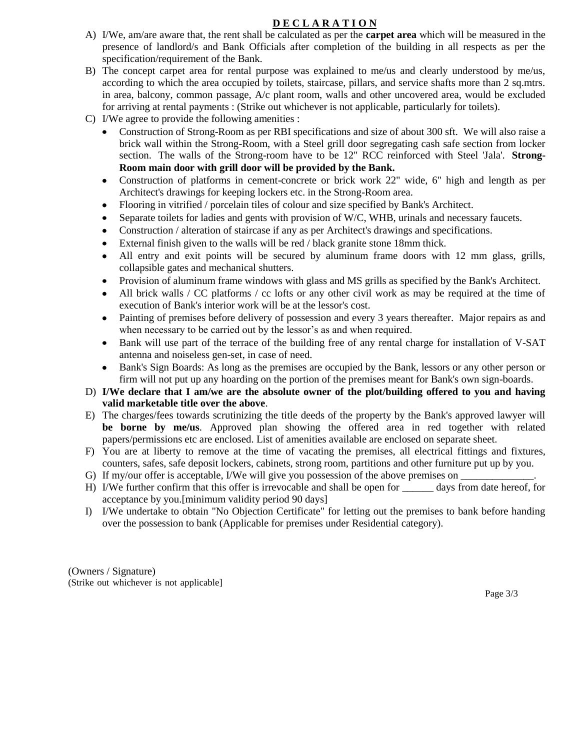# D E C L A R A T I O N

A) I/We, am/are aware that, the rent shall be calculated as per the **carpet area** which will be measured in the presence of landlord/s and Bank Officials after completion of the building in all respects as per the specification/requirement of the Bank.

B) The concept carpet area for rental purpose was explained to me/us and clearly understood by me/us, according to which the area occupied by toilets, staircase, pillars, and service shafts more than 2 sq.mtrs. in area, balcony, common passage, A/c plant room, walls and other uncovered area, would be excluded for arriving at rental payments : (Strike out whichever is not applicable, particularly for toilets).

C) I/We agree to provide the following amenities :

- Construction of Strong-Room as per RBI specifications and size of about 300 sft. We will also raise a brick wall within the Strong-Room, with a Steel grill door segregating cash safe section from locker section. The walls of the Strong-room have to be 12" RCC reinforced with Steel 'Jala'. **Strong-Room main door with grill door will be provided by the Bank.**
- Construction of platforms in cement-concrete or brick work 22" wide, 6" high and length as per Architect's drawings for keeping lockers etc. in the Strong-Room area.
- Flooring in vitrified / porcelain tiles of colour and size specified by Bank's Architect.
- Separate toilets for ladies and gents with provision of W/C, WHB, urinals and necessary faucets.
- Construction / alteration of staircase if any as per Architect's drawings and specifications.
- External finish given to the walls will be red / black granite stone 18mm thick.
- All entry and exit points will be secured by aluminum frame doors with 12 mm glass, grills, collapsible gates and mechanical shutters.
- Provision of aluminum frame windows with glass and MS grills as specified by the Bank's Architect.
- All brick walls / CC platforms / cc lofts or any other civil work as may be required at the time of execution of Bank's interior work will be at the lessor's cost.
- Painting of premises before delivery of possession and every 3 years thereafter. Major repairs as and when necessary to be carried out by the lessor's as and when required.
- Bank will use part of the terrace of the building free of any rental charge for installation of V-SAT antenna and noiseless gen-set, in case of need.
- Bank's Sign Boards: As long as the premises are occupied by the Bank, lessors or any other person or firm will not put up any hoarding on the portion of the premises meant for Bank's own sign-boards.

D) **I/We declare that I am/we are the absolute owner of the plot/building offered to you and having valid marketable title over the above**.

E) The charges/fees towards scrutinizing the title deeds of the property by the Bank's approved lawyer will **be borne by me/us**. Approved plan showing the offered area in red together with related papers/permissions etc are enclosed. List of amenities available are enclosed on separate sheet.

F) You are at liberty to remove at the time of vacating the premises, all electrical fittings and fixtures, counters, safes, safe deposit lockers, cabinets, strong room, partitions and other furniture put up by you.

G) If my/our offer is acceptable, I/We will give you possession of the above premises on ______________.

H) I/We further confirm that this offer is irrevocable and shall be open for ______ days from date hereof, for acceptance by you.[minimum validity period 90 days]

I) I/We undertake to obtain "No Objection Certificate" for letting out the premises to bank before handing over the possession to bank (Applicable for premises under Residential category).

(Owners / Signature)
(Strike out whichever is not applicable]